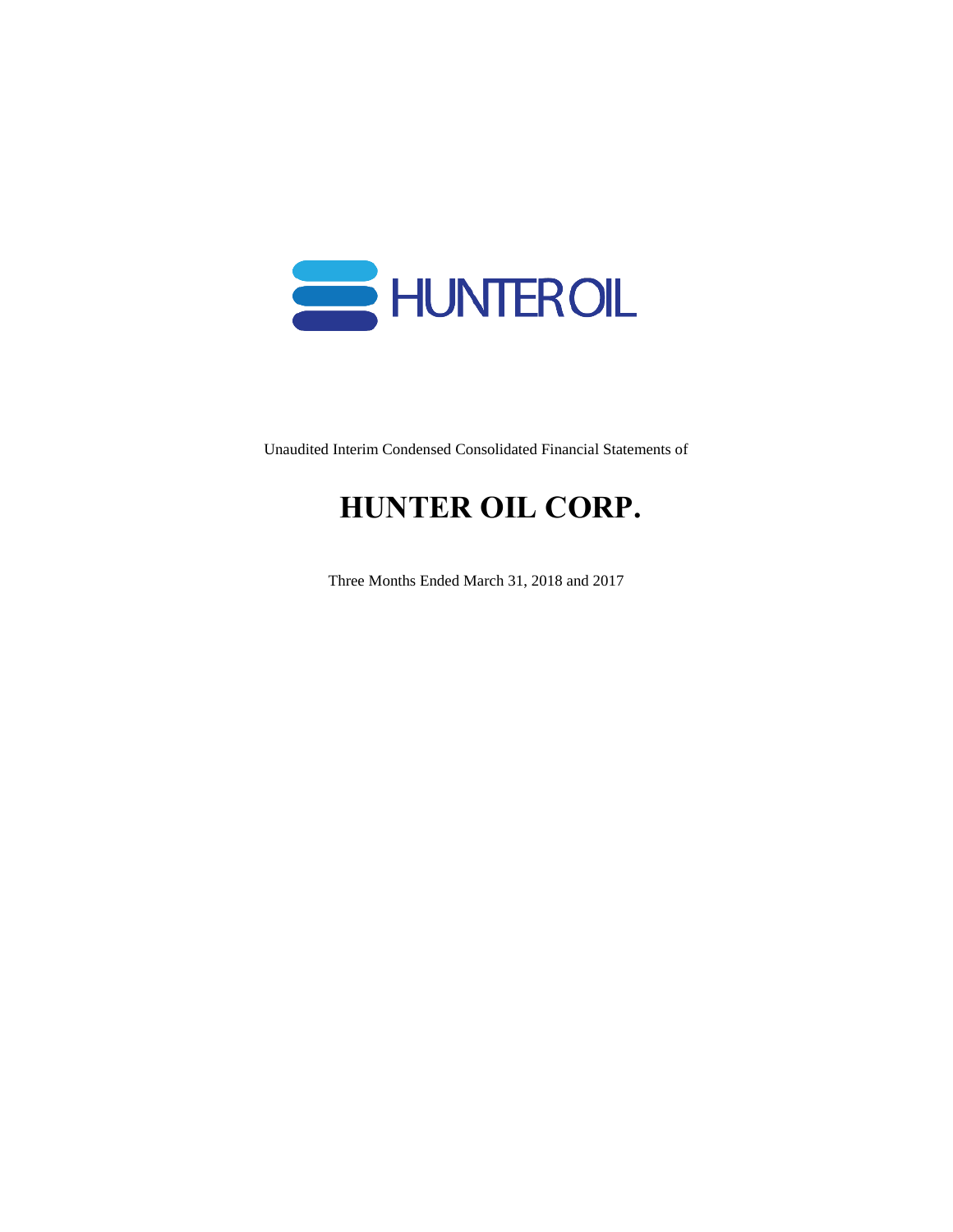HUNTER OIL

Unaudited Interim Condensed Consolidated Financial Statements of

# HUNTER OIL CORP.

Three Months Ended March 31, 2018 and 2017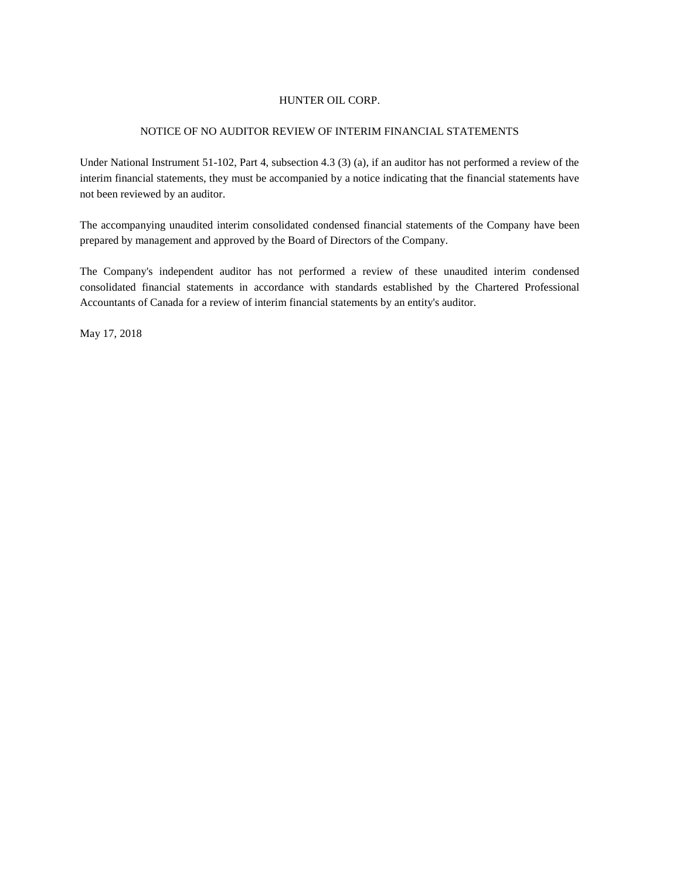# HUNTER OIL CORP.

## NOTICE OF NO AUDITOR REVIEW OF INTERIM FINANCIAL STATEMENTS

Under National Instrument 51-102, Part 4, subsection 4.3 (3) (a), if an auditor has not performed a review of the interim financial statements, they must be accompanied by a notice indicating that the financial statements have not been reviewed by an auditor.

The accompanying unaudited interim consolidated condensed financial statements of the Company have been prepared by management and approved by the Board of Directors of the Company.

The Company's independent auditor has not performed a review of these unaudited interim condensed consolidated financial statements in accordance with standards established by the Chartered Professional Accountants of Canada for a review of interim financial statements by an entity's auditor.

May 17, 2018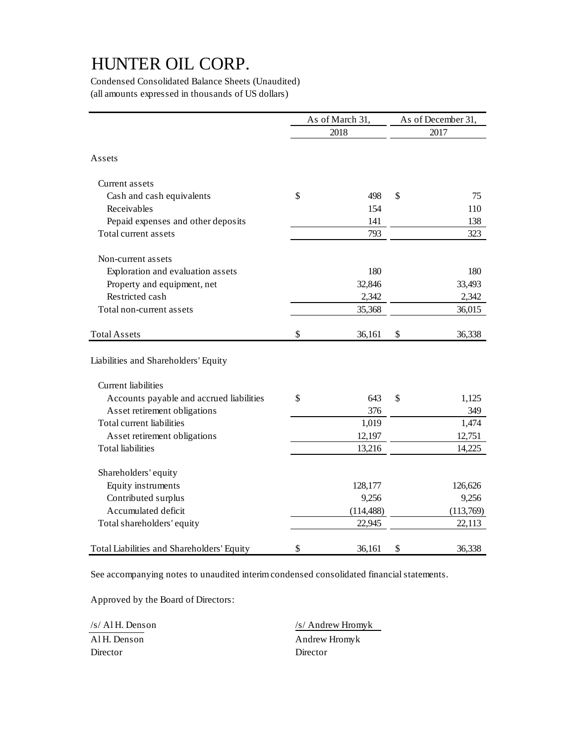# HUNTER OIL CORP.

Condensed Consolidated Balance Sheets (Unaudited)
(all amounts expressed in thousands of US dollars)

| | As of March 31, 2018 | As of December 31, 2017 |
|---|---|---|
| **Assets** | | |
| Current assets | | |
| Cash and cash equivalents | $ 498 | $ 75 |
| Receivables | 154 | 110 |
| Pepaid expenses and other deposits | 141 | 138 |
| Total current assets | 793 | 323 |
| Non-current assets | | |
| Exploration and evaluation assets | 180 | 180 |
| Property and equipment, net | 32,846 | 33,493 |
| Restricted cash | 2,342 | 2,342 |
| Total non-current assets | 35,368 | 36,015 |
| Total Assets | $ 36,161 | $ 36,338 |
| **Liabilities and Shareholders' Equity** | | |
| Current liabilities | | |
| Accounts payable and accrued liabilities | $ 643 | $ 1,125 |
| Asset retirement obligations | 376 | 349 |
| Total current liabilities | 1,019 | 1,474 |
| Asset retirement obligations | 12,197 | 12,751 |
| Total liabilities | 13,216 | 14,225 |
| Shareholders' equity | | |
| Equity instruments | 128,177 | 126,626 |
| Contributed surplus | 9,256 | 9,256 |
| Accumulated deficit | (114,488) | (113,769) |
| Total shareholders' equity | 22,945 | 22,113 |
| Total Liabilities and Shareholders' Equity | $ 36,161 | $ 36,338 |

See accompanying notes to unaudited interim condensed consolidated financial statements.

Approved by the Board of Directors:

| | |
|---|---|
| /s/ Al H. Denson | /s/ Andrew Hromyk |
| Al H. Denson | Andrew Hromyk |
| Director | Director |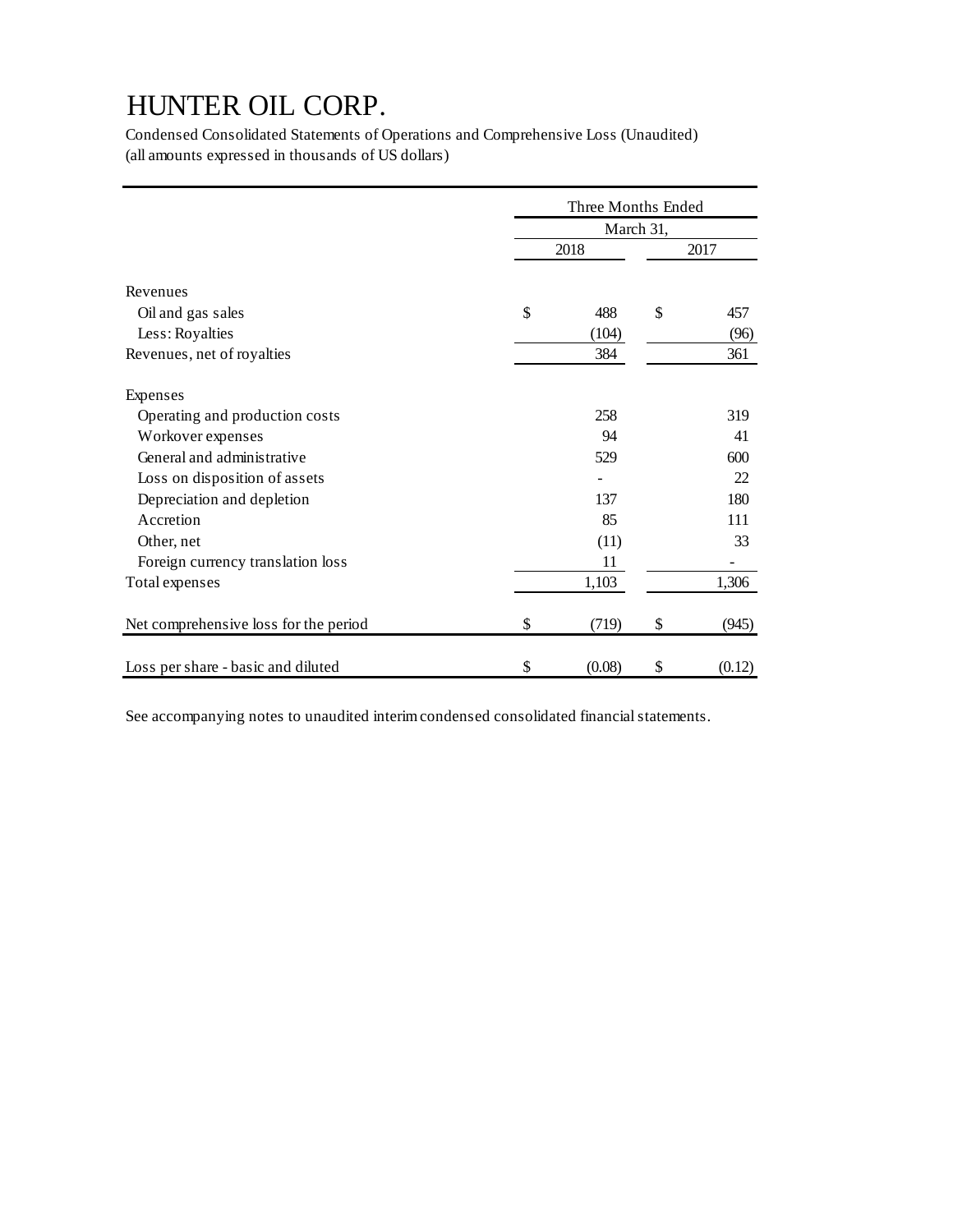# HUNTER OIL CORP.

Condensed Consolidated Statements of Operations and Comprehensive Loss (Unaudited)
(all amounts expressed in thousands of US dollars)

| | Three Months Ended | |
|---|---|---|
| | March 31, | |
| | 2018 | 2017 |
| **Revenues** | | |
| Oil and gas sales | $ 488 | $ 457 |
| Less: Royalties | (104) | (96) |
| Revenues, net of royalties | 384 | 361 |
| **Expenses** | | |
| Operating and production costs | 258 | 319 |
| Workover expenses | 94 | 41 |
| General and administrative | 529 | 600 |
| Loss on disposition of assets | - | 22 |
| Depreciation and depletion | 137 | 180 |
| Accretion | 85 | 111 |
| Other, net | (11) | 33 |
| Foreign currency translation loss | 11 | - |
| Total expenses | 1,103 | 1,306 |
| Net comprehensive loss for the period | $ (719) | $ (945) |
| Loss per share - basic and diluted | $ (0.08) | $ (0.12) |

See accompanying notes to unaudited interim condensed consolidated financial statements.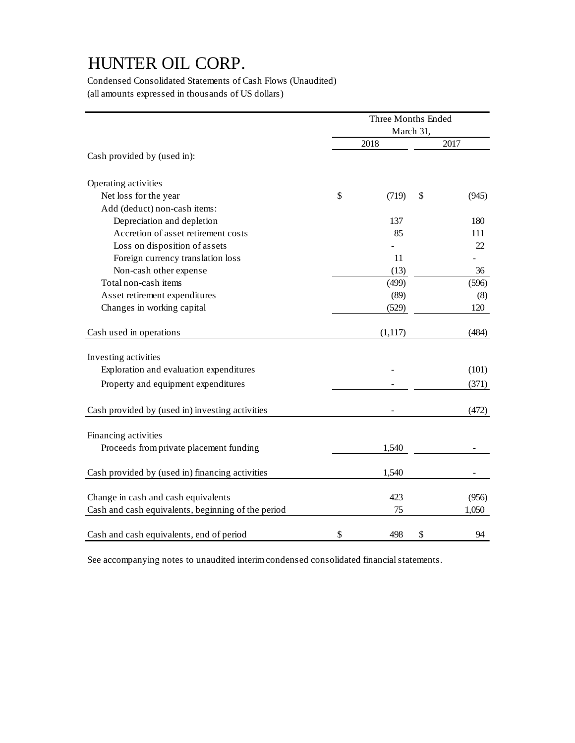# HUNTER OIL CORP.

Condensed Consolidated Statements of Cash Flows (Unaudited)
(all amounts expressed in thousands of US dollars)

| | Three Months Ended March 31, | |
|---|---|---|
| | 2018 | 2017 |
| Cash provided by (used in): | | |
| Operating activities | | |
| Net loss for the year | $ (719) | $ (945) |
| Add (deduct) non-cash items: | | |
| Depreciation and depletion | 137 | 180 |
| Accretion of asset retirement costs | 85 | 111 |
| Loss on disposition of assets | - | 22 |
| Foreign currency translation loss | 11 | - |
| Non-cash other expense | (13) | 36 |
| Total non-cash items | (499) | (596) |
| Asset retirement expenditures | (89) | (8) |
| Changes in working capital | (529) | 120 |
| Cash used in operations | (1,117) | (484) |
| Investing activities | | |
| Exploration and evaluation expenditures | - | (101) |
| Property and equipment expenditures | - | (371) |
| Cash provided by (used in) investing activities | - | (472) |
| Financing activities | | |
| Proceeds from private placement funding | 1,540 | - |
| Cash provided by (used in) financing activities | 1,540 | - |
| Change in cash and cash equivalents | 423 | (956) |
| Cash and cash equivalents, beginning of the period | 75 | 1,050 |
| Cash and cash equivalents, end of period | $ 498 | $ 94 |

See accompanying notes to unaudited interim condensed consolidated financial statements.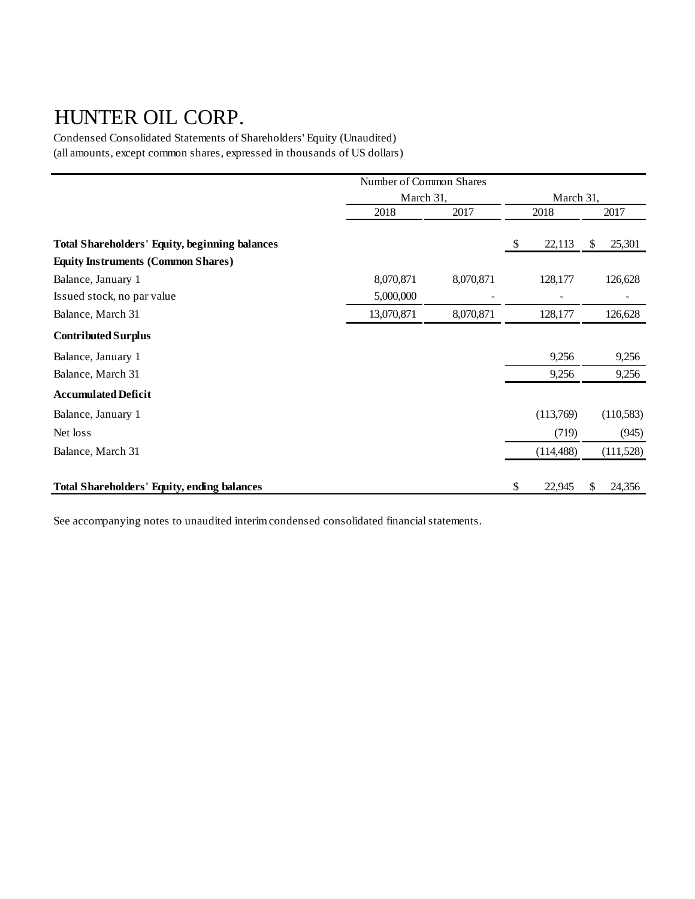# HUNTER OIL CORP.

Condensed Consolidated Statements of Shareholders' Equity (Unaudited)
(all amounts, except common shares, expressed in thousands of US dollars)

| | Number of Common Shares | | | |
|---|---|---|---|---|
| | March 31, | | March 31, | |
| | 2018 | 2017 | 2018 | 2017 |
| **Total Shareholders' Equity, beginning balances** | | | $ 22,113 | $ 25,301 |
| **Equity Instruments (Common Shares)** | | | | |
| Balance, January 1 | 8,070,871 | 8,070,871 | 128,177 | 126,628 |
| Issued stock, no par value | 5,000,000 | - | - | - |
| Balance, March 31 | 13,070,871 | 8,070,871 | 128,177 | 126,628 |
| **Contributed Surplus** | | | | |
| Balance, January 1 | | | 9,256 | 9,256 |
| Balance, March 31 | | | 9,256 | 9,256 |
| **Accumulated Deficit** | | | | |
| Balance, January 1 | | | (113,769) | (110,583) |
| Net loss | | | (719) | (945) |
| Balance, March 31 | | | (114,488) | (111,528) |
| **Total Shareholders' Equity, ending balances** | | | $ 22,945 | $ 24,356 |

See accompanying notes to unaudited interim condensed consolidated financial statements.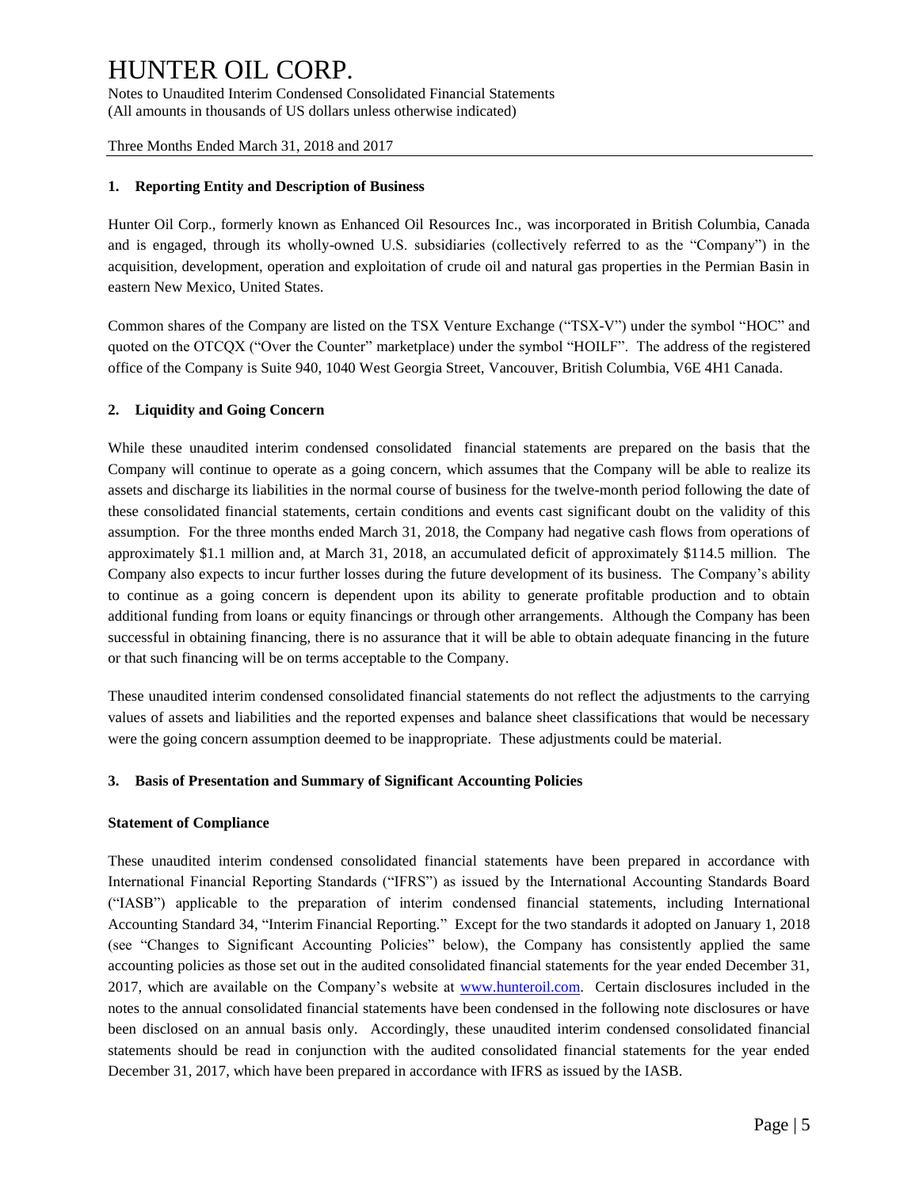## 1. Reporting Entity and Description of Business

Hunter Oil Corp., formerly known as Enhanced Oil Resources Inc., was incorporated in British Columbia, Canada and is engaged, through its wholly-owned U.S. subsidiaries (collectively referred to as the "Company") in the acquisition, development, operation and exploitation of crude oil and natural gas properties in the Permian Basin in eastern New Mexico, United States.

Common shares of the Company are listed on the TSX Venture Exchange ("TSX-V") under the symbol "HOC" and quoted on the OTCQX ("Over the Counter" marketplace) under the symbol "HOILF". The address of the registered office of the Company is Suite 940, 1040 West Georgia Street, Vancouver, British Columbia, V6E 4H1 Canada.

## 2. Liquidity and Going Concern

While these unaudited interim condensed consolidated financial statements are prepared on the basis that the Company will continue to operate as a going concern, which assumes that the Company will be able to realize its assets and discharge its liabilities in the normal course of business for the twelve-month period following the date of these consolidated financial statements, certain conditions and events cast significant doubt on the validity of this assumption. For the three months ended March 31, 2018, the Company had negative cash flows from operations of approximately $1.1 million and, at March 31, 2018, an accumulated deficit of approximately $114.5 million. The Company also expects to incur further losses during the future development of its business. The Company's ability to continue as a going concern is dependent upon its ability to generate profitable production and to obtain additional funding from loans or equity financings or through other arrangements. Although the Company has been successful in obtaining financing, there is no assurance that it will be able to obtain adequate financing in the future or that such financing will be on terms acceptable to the Company.

These unaudited interim condensed consolidated financial statements do not reflect the adjustments to the carrying values of assets and liabilities and the reported expenses and balance sheet classifications that would be necessary were the going concern assumption deemed to be inappropriate. These adjustments could be material.

## 3. Basis of Presentation and Summary of Significant Accounting Policies

### Statement of Compliance

These unaudited interim condensed consolidated financial statements have been prepared in accordance with International Financial Reporting Standards ("IFRS") as issued by the International Accounting Standards Board ("IASB") applicable to the preparation of interim condensed financial statements, including International Accounting Standard 34, "Interim Financial Reporting." Except for the two standards it adopted on January 1, 2018 (see "Changes to Significant Accounting Policies" below), the Company has consistently applied the same accounting policies as those set out in the audited consolidated financial statements for the year ended December 31, 2017, which are available on the Company's website at www.hunteroil.com. Certain disclosures included in the notes to the annual consolidated financial statements have been condensed in the following note disclosures or have been disclosed on an annual basis only. Accordingly, these unaudited interim condensed consolidated financial statements should be read in conjunction with the audited consolidated financial statements for the year ended December 31, 2017, which have been prepared in accordance with IFRS as issued by the IASB.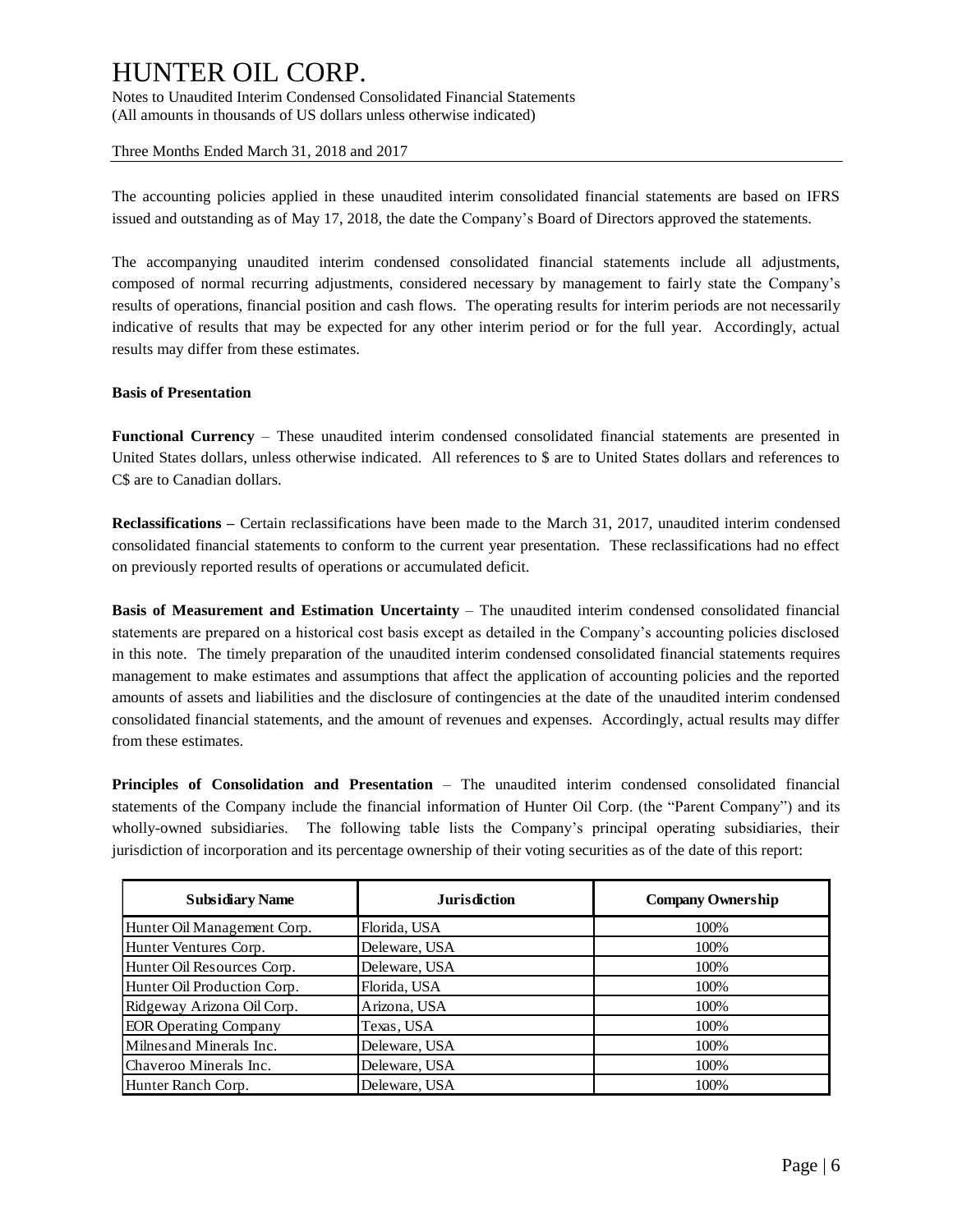The accounting policies applied in these unaudited interim consolidated financial statements are based on IFRS issued and outstanding as of May 17, 2018, the date the Company's Board of Directors approved the statements.

The accompanying unaudited interim condensed consolidated financial statements include all adjustments, composed of normal recurring adjustments, considered necessary by management to fairly state the Company's results of operations, financial position and cash flows. The operating results for interim periods are not necessarily indicative of results that may be expected for any other interim period or for the full year. Accordingly, actual results may differ from these estimates.

**Basis of Presentation**

**Functional Currency** – These unaudited interim condensed consolidated financial statements are presented in United States dollars, unless otherwise indicated. All references to $ are to United States dollars and references to C$ are to Canadian dollars.

**Reclassifications –** Certain reclassifications have been made to the March 31, 2017, unaudited interim condensed consolidated financial statements to conform to the current year presentation. These reclassifications had no effect on previously reported results of operations or accumulated deficit.

**Basis of Measurement and Estimation Uncertainty** – The unaudited interim condensed consolidated financial statements are prepared on a historical cost basis except as detailed in the Company's accounting policies disclosed in this note. The timely preparation of the unaudited interim condensed consolidated financial statements requires management to make estimates and assumptions that affect the application of accounting policies and the reported amounts of assets and liabilities and the disclosure of contingencies at the date of the unaudited interim condensed consolidated financial statements, and the amount of revenues and expenses. Accordingly, actual results may differ from these estimates.

**Principles of Consolidation and Presentation** – The unaudited interim condensed consolidated financial statements of the Company include the financial information of Hunter Oil Corp. (the "Parent Company") and its wholly-owned subsidiaries. The following table lists the Company's principal operating subsidiaries, their jurisdiction of incorporation and its percentage ownership of their voting securities as of the date of this report:

| Subsidiary Name | Jurisdiction | Company Ownership |
|---|---|---|
| Hunter Oil Management Corp. | Florida, USA | 100% |
| Hunter Ventures Corp. | Deleware, USA | 100% |
| Hunter Oil Resources Corp. | Deleware, USA | 100% |
| Hunter Oil Production Corp. | Florida, USA | 100% |
| Ridgeway Arizona Oil Corp. | Arizona, USA | 100% |
| EOR Operating Company | Texas, USA | 100% |
| Milnesand Minerals Inc. | Deleware, USA | 100% |
| Chaveroo Minerals Inc. | Deleware, USA | 100% |
| Hunter Ranch Corp. | Deleware, USA | 100% |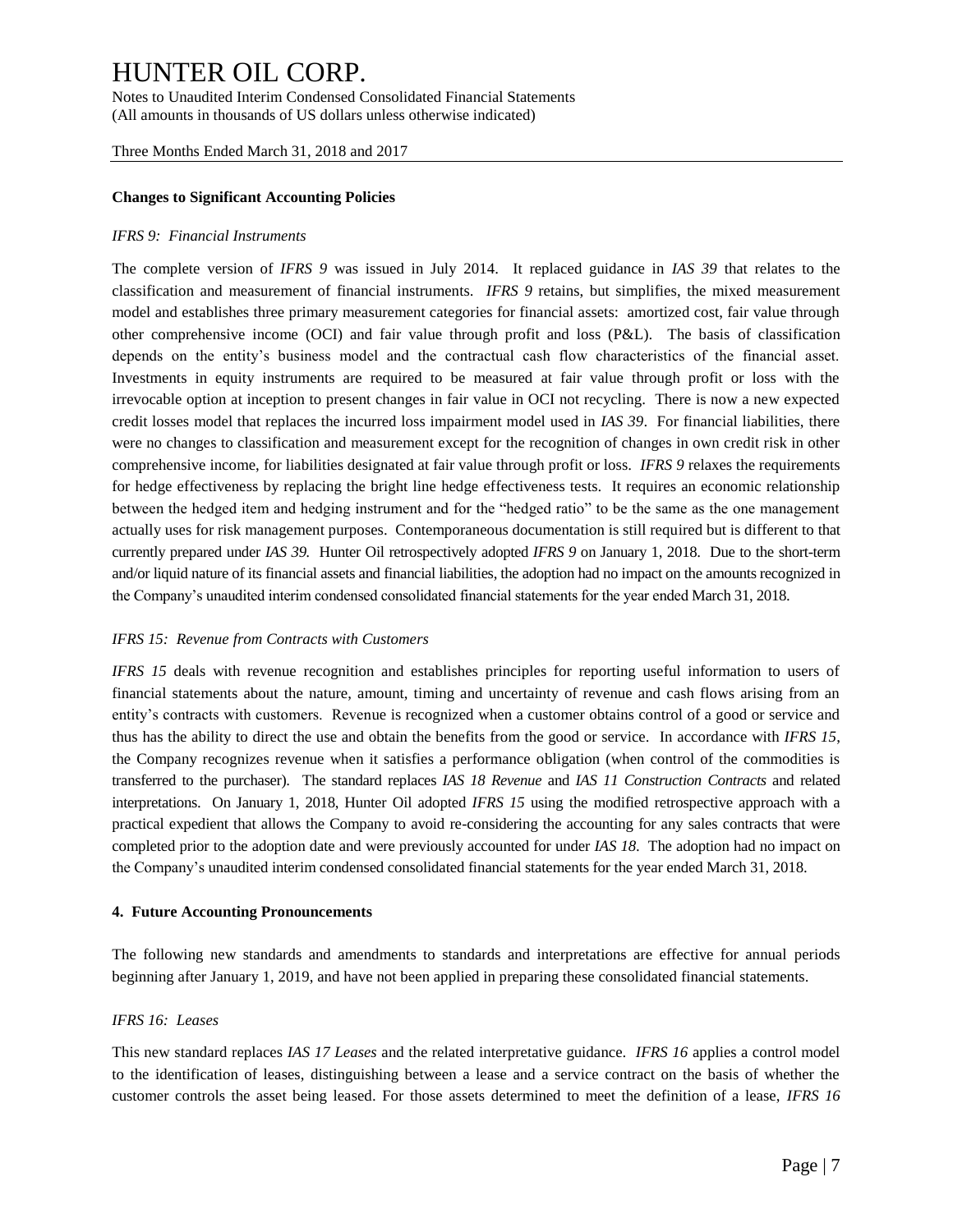**Changes to Significant Accounting Policies**

*IFRS 9: Financial Instruments*

The complete version of *IFRS 9* was issued in July 2014. It replaced guidance in *IAS 39* that relates to the classification and measurement of financial instruments. *IFRS 9* retains, but simplifies, the mixed measurement model and establishes three primary measurement categories for financial assets: amortized cost, fair value through other comprehensive income (OCI) and fair value through profit and loss (P&L). The basis of classification depends on the entity's business model and the contractual cash flow characteristics of the financial asset. Investments in equity instruments are required to be measured at fair value through profit or loss with the irrevocable option at inception to present changes in fair value in OCI not recycling. There is now a new expected credit losses model that replaces the incurred loss impairment model used in *IAS 39*. For financial liabilities, there were no changes to classification and measurement except for the recognition of changes in own credit risk in other comprehensive income, for liabilities designated at fair value through profit or loss. *IFRS 9* relaxes the requirements for hedge effectiveness by replacing the bright line hedge effectiveness tests. It requires an economic relationship between the hedged item and hedging instrument and for the "hedged ratio" to be the same as the one management actually uses for risk management purposes. Contemporaneous documentation is still required but is different to that currently prepared under *IAS 39.* Hunter Oil retrospectively adopted *IFRS 9* on January 1, 2018. Due to the short-term and/or liquid nature of its financial assets and financial liabilities, the adoption had no impact on the amounts recognized in the Company's unaudited interim condensed consolidated financial statements for the year ended March 31, 2018.

*IFRS 15: Revenue from Contracts with Customers*

*IFRS 15* deals with revenue recognition and establishes principles for reporting useful information to users of financial statements about the nature, amount, timing and uncertainty of revenue and cash flows arising from an entity's contracts with customers. Revenue is recognized when a customer obtains control of a good or service and thus has the ability to direct the use and obtain the benefits from the good or service. In accordance with *IFRS 15*, the Company recognizes revenue when it satisfies a performance obligation (when control of the commodities is transferred to the purchaser). The standard replaces *IAS 18 Revenue* and *IAS 11 Construction Contracts* and related interpretations. On January 1, 2018, Hunter Oil adopted *IFRS 15* using the modified retrospective approach with a practical expedient that allows the Company to avoid re-considering the accounting for any sales contracts that were completed prior to the adoption date and were previously accounted for under *IAS 18*. The adoption had no impact on the Company's unaudited interim condensed consolidated financial statements for the year ended March 31, 2018.

**4. Future Accounting Pronouncements**

The following new standards and amendments to standards and interpretations are effective for annual periods beginning after January 1, 2019, and have not been applied in preparing these consolidated financial statements.

*IFRS 16: Leases*

This new standard replaces *IAS 17 Leases* and the related interpretative guidance. *IFRS 16* applies a control model to the identification of leases, distinguishing between a lease and a service contract on the basis of whether the customer controls the asset being leased. For those assets determined to meet the definition of a lease, *IFRS 16*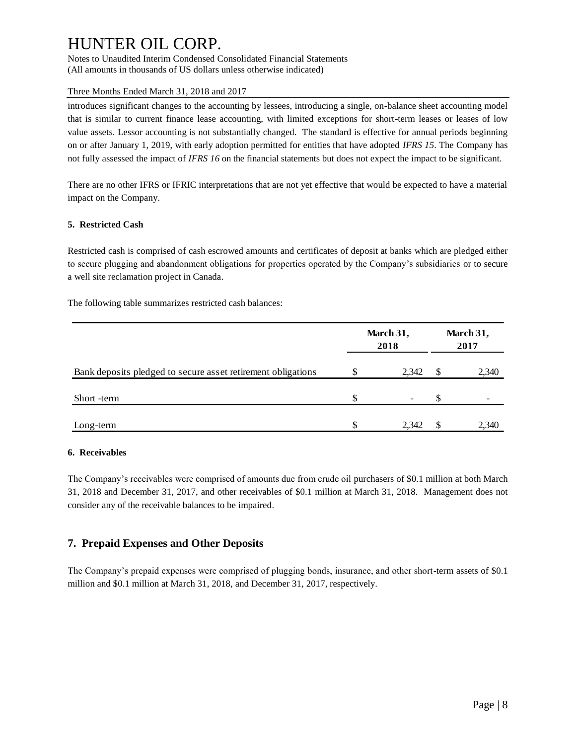introduces significant changes to the accounting by lessees, introducing a single, on-balance sheet accounting model that is similar to current finance lease accounting, with limited exceptions for short-term leases or leases of low value assets. Lessor accounting is not substantially changed. The standard is effective for annual periods beginning on or after January 1, 2019, with early adoption permitted for entities that have adopted *IFRS 15*. The Company has not fully assessed the impact of *IFRS 16* on the financial statements but does not expect the impact to be significant.

There are no other IFRS or IFRIC interpretations that are not yet effective that would be expected to have a material impact on the Company.

**5. Restricted Cash**

Restricted cash is comprised of cash escrowed amounts and certificates of deposit at banks which are pledged either to secure plugging and abandonment obligations for properties operated by the Company's subsidiaries or to secure a well site reclamation project in Canada.

The following table summarizes restricted cash balances:

| | March 31, 2018 | March 31, 2017 |
|---|---|---|
| Bank deposits pledged to secure asset retirement obligations | $ 2,342 | $ 2,340 |
| Short -term | $ - | $ - |
| Long-term | $ 2,342 | $ 2,340 |

**6. Receivables**

The Company's receivables were comprised of amounts due from crude oil purchasers of $0.1 million at both March 31, 2018 and December 31, 2017, and other receivables of $0.1 million at March 31, 2018. Management does not consider any of the receivable balances to be impaired.

## 7. Prepaid Expenses and Other Deposits

The Company's prepaid expenses were comprised of plugging bonds, insurance, and other short-term assets of $0.1 million and $0.1 million at March 31, 2018, and December 31, 2017, respectively.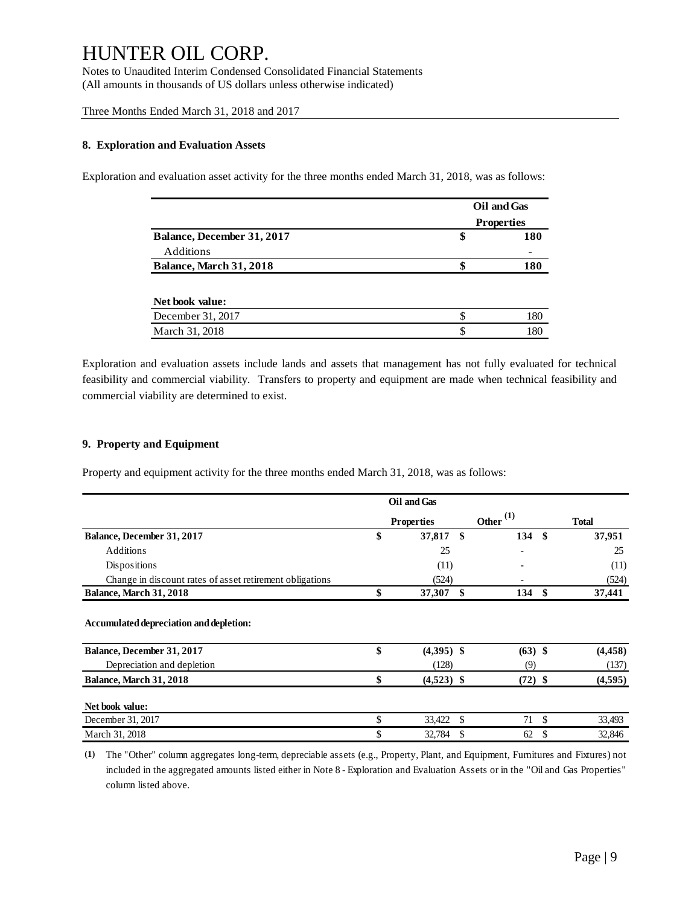# HUNTER OIL CORP.

Notes to Unaudited Interim Condensed Consolidated Financial Statements
(All amounts in thousands of US dollars unless otherwise indicated)

Three Months Ended March 31, 2018 and 2017

### 8. Exploration and Evaluation Assets

Exploration and evaluation asset activity for the three months ended March 31, 2018, was as follows:

| | Oil and Gas Properties |
|---|---|
| **Balance, December 31, 2017** | **$ 180** |
| Additions | - |
| **Balance, March 31, 2018** | **$ 180** |
| | |
| **Net book value:** | |
| December 31, 2017 | $ 180 |
| March 31, 2018 | $ 180 |

Exploration and evaluation assets include lands and assets that management has not fully evaluated for technical feasibility and commercial viability. Transfers to property and equipment are made when technical feasibility and commercial viability are determined to exist.

### 9. Property and Equipment

Property and equipment activity for the three months ended March 31, 2018, was as follows:

| | Oil and Gas Properties | Other [(1)] | Total |
|---|---|---|---|
| **Balance, December 31, 2017** | **$ 37,817** | **$ 134** | **$ 37,951** |
| Additions | 25 | - | 25 |
| Dispositions | (11) | - | (11) |
| Change in discount rates of asset retirement obligations | (524) | - | (524) |
| **Balance, March 31, 2018** | **$ 37,307** | **$ 134** | **$ 37,441** |
| | | | |
| **Accumulated depreciation and depletion:** | | | |
| **Balance, December 31, 2017** | **$ (4,395)** | **$ (63)** | **$ (4,458)** |
| Depreciation and depletion | (128) | (9) | (137) |
| **Balance, March 31, 2018** | **$ (4,523)** | **$ (72)** | **$ (4,595)** |
| | | | |
| **Net book value:** | | | |
| December 31, 2017 | $ 33,422 | $ 71 | $ 33,493 |
| March 31, 2018 | $ 32,784 | $ 62 | $ 32,846 |

**(1)** The "Other" column aggregates long-term, depreciable assets (e.g., Property, Plant, and Equipment, Furnitures and Fixtures) not included in the aggregated amounts listed either in Note 8 - Exploration and Evaluation Assets or in the "Oil and Gas Properties" column listed above.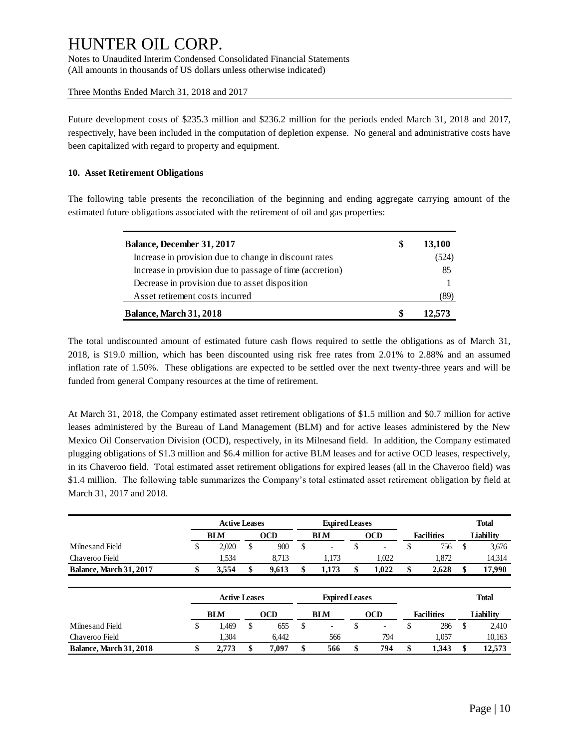Future development costs of $235.3 million and $236.2 million for the periods ended March 31, 2018 and 2017, respectively, have been included in the computation of depletion expense. No general and administrative costs have been capitalized with regard to property and equipment.

**10. Asset Retirement Obligations**

The following table presents the reconciliation of the beginning and ending aggregate carrying amount of the estimated future obligations associated with the retirement of oil and gas properties:

| | | |
|---|---|---|
| **Balance, December 31, 2017** | **$** | **13,100** |
| Increase in provision due to change in discount rates | | (524) |
| Increase in provision due to passage of time (accretion) | | 85 |
| Decrease in provision due to asset disposition | | 1 |
| Asset retirement costs incurred | | (89) |
| **Balance, March 31, 2018** | **$** | **12,573** |

The total undiscounted amount of estimated future cash flows required to settle the obligations as of March 31, 2018, is $19.0 million, which has been discounted using risk free rates from 2.01% to 2.88% and an assumed inflation rate of 1.50%. These obligations are expected to be settled over the next twenty-three years and will be funded from general Company resources at the time of retirement.

At March 31, 2018, the Company estimated asset retirement obligations of $1.5 million and $0.7 million for active leases administered by the Bureau of Land Management (BLM) and for active leases administered by the New Mexico Oil Conservation Division (OCD), respectively, in its Milnesand field. In addition, the Company estimated plugging obligations of $1.3 million and $6.4 million for active BLM leases and for active OCD leases, respectively, in its Chaveroo field. Total estimated asset retirement obligations for expired leases (all in the Chaveroo field) was $1.4 million. The following table summarizes the Company's total estimated asset retirement obligation by field at March 31, 2017 and 2018.

| | **Active Leases** | | **Expired Leases** | | | **Total** |
|---|---|---|---|---|---|---|
| | **BLM** | **OCD** | **BLM** | **OCD** | **Facilities** | **Liability** |
| Milnesand Field | $ 2,020 | $ 900 | $ - | $ - | $ 756 | $ 3,676 |
| Chaveroo Field | 1,534 | 8,713 | 1,173 | 1,022 | 1,872 | 14,314 |
| **Balance, March 31, 2017** | **$ 3,554** | **$ 9,613** | **$ 1,173** | **$ 1,022** | **$ 2,628** | **$ 17,990** |

| | **Active Leases** | | **Expired Leases** | | | **Total** |
|---|---|---|---|---|---|---|
| | **BLM** | **OCD** | **BLM** | **OCD** | **Facilities** | **Liability** |
| Milnesand Field | $ 1,469 | $ 655 | $ - | $ - | $ 286 | $ 2,410 |
| Chaveroo Field | 1,304 | 6,442 | 566 | 794 | 1,057 | 10,163 |
| **Balance, March 31, 2018** | **$ 2,773** | **$ 7,097** | **$ 566** | **$ 794** | **$ 1,343** | **$ 12,573** |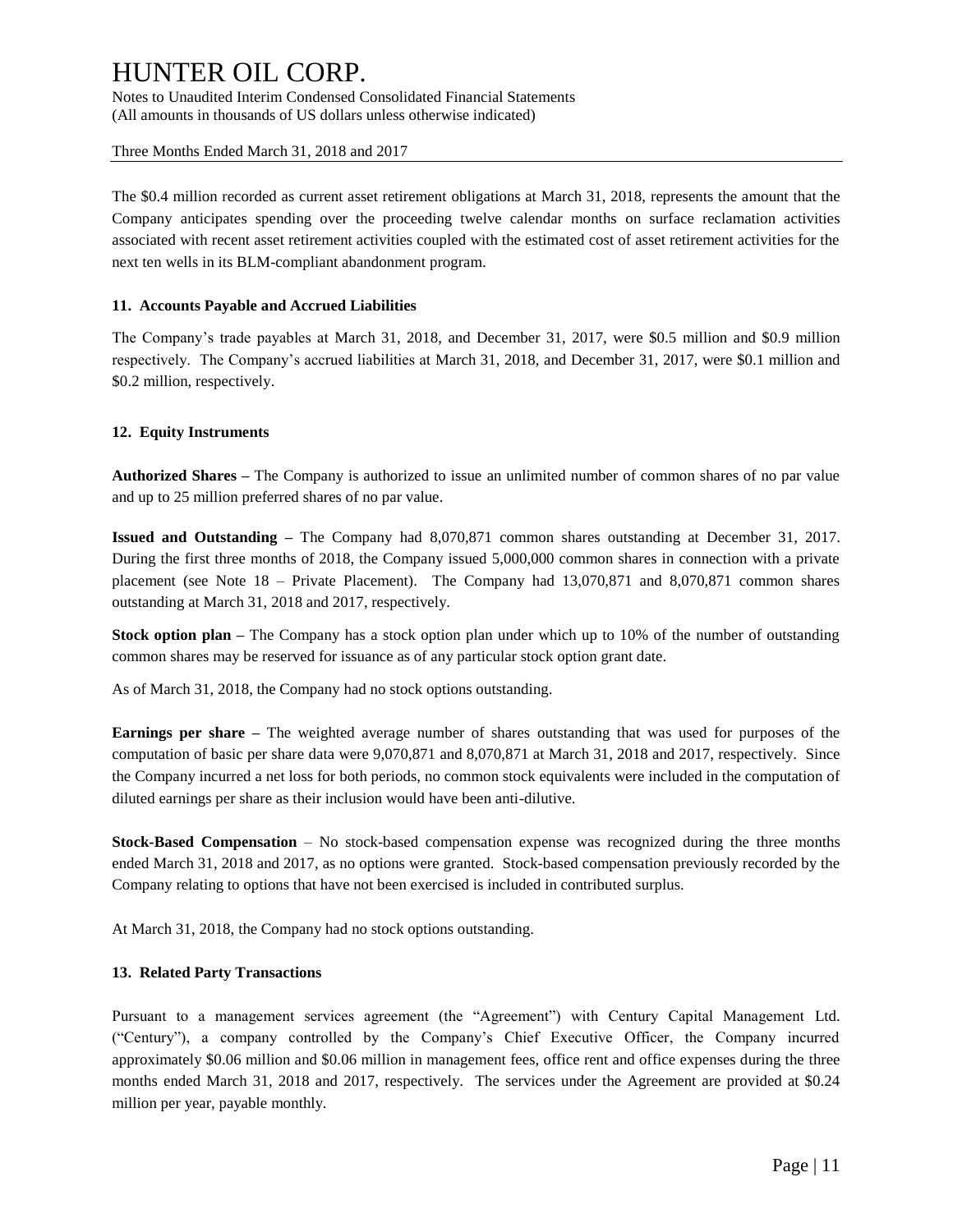The $0.4 million recorded as current asset retirement obligations at March 31, 2018, represents the amount that the Company anticipates spending over the proceeding twelve calendar months on surface reclamation activities associated with recent asset retirement activities coupled with the estimated cost of asset retirement activities for the next ten wells in its BLM-compliant abandonment program.

#### 11. Accounts Payable and Accrued Liabilities

The Company's trade payables at March 31, 2018, and December 31, 2017, were $0.5 million and $0.9 million respectively. The Company's accrued liabilities at March 31, 2018, and December 31, 2017, were $0.1 million and $0.2 million, respectively.

#### 12. Equity Instruments

**Authorized Shares –** The Company is authorized to issue an unlimited number of common shares of no par value and up to 25 million preferred shares of no par value.

**Issued and Outstanding –** The Company had 8,070,871 common shares outstanding at December 31, 2017. During the first three months of 2018, the Company issued 5,000,000 common shares in connection with a private placement (see Note 18 – Private Placement). The Company had 13,070,871 and 8,070,871 common shares outstanding at March 31, 2018 and 2017, respectively.

**Stock option plan –** The Company has a stock option plan under which up to 10% of the number of outstanding common shares may be reserved for issuance as of any particular stock option grant date.

As of March 31, 2018, the Company had no stock options outstanding.

**Earnings per share –** The weighted average number of shares outstanding that was used for purposes of the computation of basic per share data were 9,070,871 and 8,070,871 at March 31, 2018 and 2017, respectively. Since the Company incurred a net loss for both periods, no common stock equivalents were included in the computation of diluted earnings per share as their inclusion would have been anti-dilutive.

**Stock-Based Compensation** – No stock-based compensation expense was recognized during the three months ended March 31, 2018 and 2017, as no options were granted. Stock-based compensation previously recorded by the Company relating to options that have not been exercised is included in contributed surplus.

At March 31, 2018, the Company had no stock options outstanding.

#### 13. Related Party Transactions

Pursuant to a management services agreement (the "Agreement") with Century Capital Management Ltd. ("Century"), a company controlled by the Company's Chief Executive Officer, the Company incurred approximately $0.06 million and $0.06 million in management fees, office rent and office expenses during the three months ended March 31, 2018 and 2017, respectively. The services under the Agreement are provided at $0.24 million per year, payable monthly.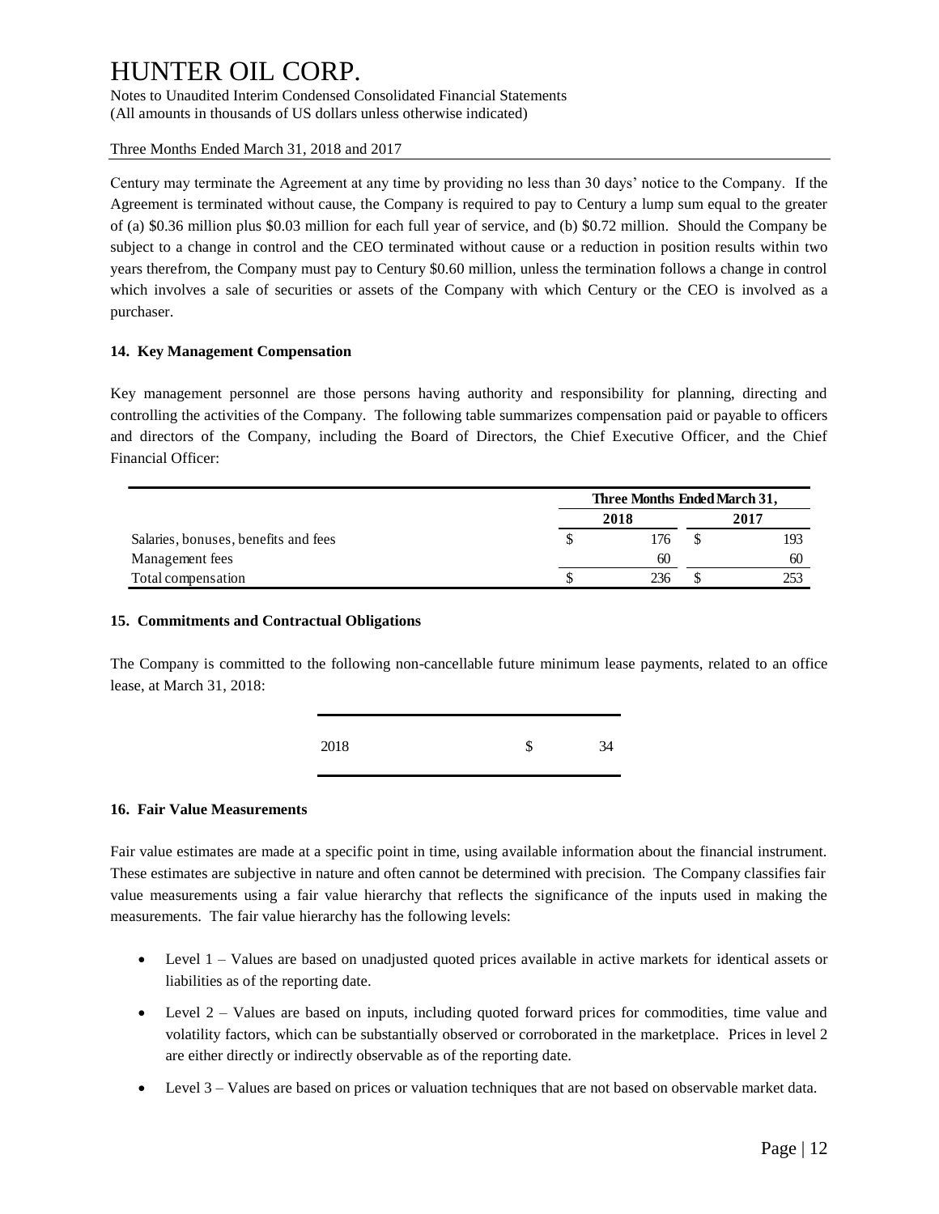Century may terminate the Agreement at any time by providing no less than 30 days' notice to the Company. If the Agreement is terminated without cause, the Company is required to pay to Century a lump sum equal to the greater of (a) \$0.36 million plus \$0.03 million for each full year of service, and (b) \$0.72 million. Should the Company be subject to a change in control and the CEO terminated without cause or a reduction in position results within two years therefrom, the Company must pay to Century \$0.60 million, unless the termination follows a change in control which involves a sale of securities or assets of the Company with which Century or the CEO is involved as a purchaser.

**14. Key Management Compensation**

Key management personnel are those persons having authority and responsibility for planning, directing and controlling the activities of the Company. The following table summarizes compensation paid or payable to officers and directors of the Company, including the Board of Directors, the Chief Executive Officer, and the Chief Financial Officer:

| | Three Months Ended March 31, | |
|---|---|---|
| | 2018 | 2017 |
| Salaries, bonuses, benefits and fees | $ 176 | $ 193 |
| Management fees | 60 | 60 |
| Total compensation | $ 236 | $ 253 |

**15. Commitments and Contractual Obligations**

The Company is committed to the following non-cancellable future minimum lease payments, related to an office lease, at March 31, 2018:

| | |
|---|---|
| 2018 | $ 34 |

**16. Fair Value Measurements**

Fair value estimates are made at a specific point in time, using available information about the financial instrument. These estimates are subjective in nature and often cannot be determined with precision. The Company classifies fair value measurements using a fair value hierarchy that reflects the significance of the inputs used in making the measurements. The fair value hierarchy has the following levels:

- Level 1 – Values are based on unadjusted quoted prices available in active markets for identical assets or liabilities as of the reporting date.
- Level 2 – Values are based on inputs, including quoted forward prices for commodities, time value and volatility factors, which can be substantially observed or corroborated in the marketplace. Prices in level 2 are either directly or indirectly observable as of the reporting date.
- Level 3 – Values are based on prices or valuation techniques that are not based on observable market data.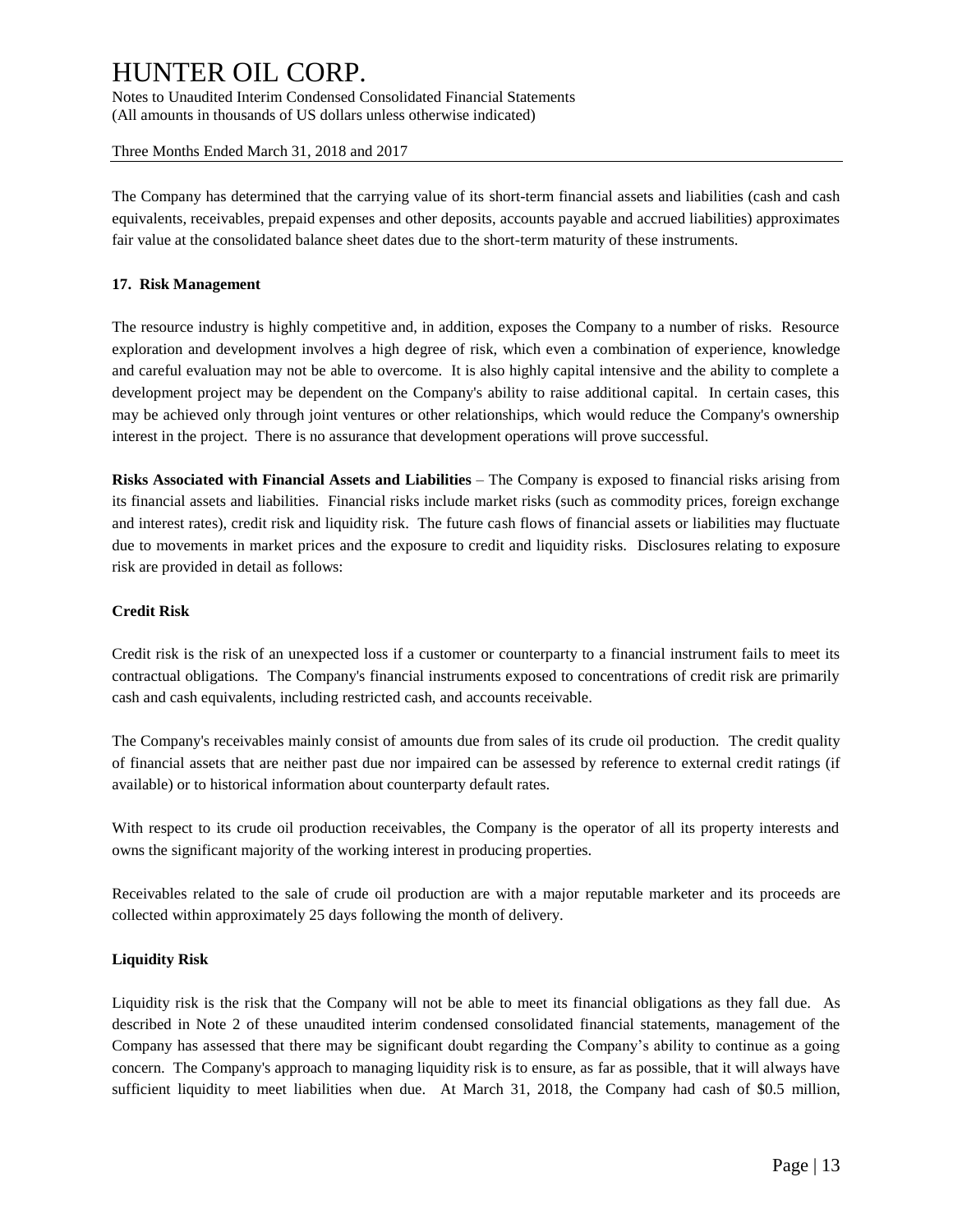The Company has determined that the carrying value of its short-term financial assets and liabilities (cash and cash equivalents, receivables, prepaid expenses and other deposits, accounts payable and accrued liabilities) approximates fair value at the consolidated balance sheet dates due to the short-term maturity of these instruments.

**17. Risk Management**

The resource industry is highly competitive and, in addition, exposes the Company to a number of risks. Resource exploration and development involves a high degree of risk, which even a combination of experience, knowledge and careful evaluation may not be able to overcome. It is also highly capital intensive and the ability to complete a development project may be dependent on the Company's ability to raise additional capital. In certain cases, this may be achieved only through joint ventures or other relationships, which would reduce the Company's ownership interest in the project. There is no assurance that development operations will prove successful.

**Risks Associated with Financial Assets and Liabilities** – The Company is exposed to financial risks arising from its financial assets and liabilities. Financial risks include market risks (such as commodity prices, foreign exchange and interest rates), credit risk and liquidity risk. The future cash flows of financial assets or liabilities may fluctuate due to movements in market prices and the exposure to credit and liquidity risks. Disclosures relating to exposure risk are provided in detail as follows:

**Credit Risk**

Credit risk is the risk of an unexpected loss if a customer or counterparty to a financial instrument fails to meet its contractual obligations. The Company's financial instruments exposed to concentrations of credit risk are primarily cash and cash equivalents, including restricted cash, and accounts receivable.

The Company's receivables mainly consist of amounts due from sales of its crude oil production. The credit quality of financial assets that are neither past due nor impaired can be assessed by reference to external credit ratings (if available) or to historical information about counterparty default rates.

With respect to its crude oil production receivables, the Company is the operator of all its property interests and owns the significant majority of the working interest in producing properties.

Receivables related to the sale of crude oil production are with a major reputable marketer and its proceeds are collected within approximately 25 days following the month of delivery.

**Liquidity Risk**

Liquidity risk is the risk that the Company will not be able to meet its financial obligations as they fall due. As described in Note 2 of these unaudited interim condensed consolidated financial statements, management of the Company has assessed that there may be significant doubt regarding the Company's ability to continue as a going concern. The Company's approach to managing liquidity risk is to ensure, as far as possible, that it will always have sufficient liquidity to meet liabilities when due. At March 31, 2018, the Company had cash of $0.5 million,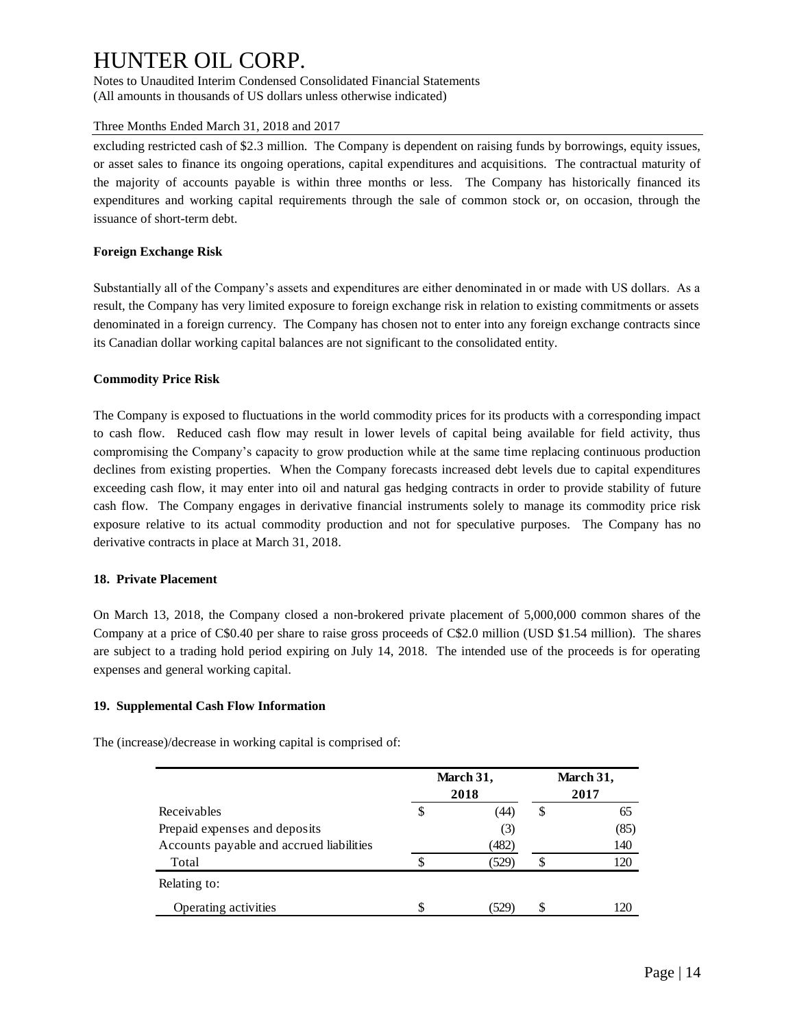excluding restricted cash of $2.3 million. The Company is dependent on raising funds by borrowings, equity issues, or asset sales to finance its ongoing operations, capital expenditures and acquisitions. The contractual maturity of the majority of accounts payable is within three months or less. The Company has historically financed its expenditures and working capital requirements through the sale of common stock or, on occasion, through the issuance of short-term debt.

**Foreign Exchange Risk**

Substantially all of the Company's assets and expenditures are either denominated in or made with US dollars. As a result, the Company has very limited exposure to foreign exchange risk in relation to existing commitments or assets denominated in a foreign currency. The Company has chosen not to enter into any foreign exchange contracts since its Canadian dollar working capital balances are not significant to the consolidated entity.

**Commodity Price Risk**

The Company is exposed to fluctuations in the world commodity prices for its products with a corresponding impact to cash flow. Reduced cash flow may result in lower levels of capital being available for field activity, thus compromising the Company's capacity to grow production while at the same time replacing continuous production declines from existing properties. When the Company forecasts increased debt levels due to capital expenditures exceeding cash flow, it may enter into oil and natural gas hedging contracts in order to provide stability of future cash flow. The Company engages in derivative financial instruments solely to manage its commodity price risk exposure relative to its actual commodity production and not for speculative purposes. The Company has no derivative contracts in place at March 31, 2018.

**18. Private Placement**

On March 13, 2018, the Company closed a non-brokered private placement of 5,000,000 common shares of the Company at a price of C$0.40 per share to raise gross proceeds of C$2.0 million (USD $1.54 million). The shares are subject to a trading hold period expiring on July 14, 2018. The intended use of the proceeds is for operating expenses and general working capital.

**19. Supplemental Cash Flow Information**

The (increase)/decrease in working capital is comprised of:

| | March 31, 2018 | March 31, 2017 |
|---|---|---|
| Receivables | $ (44) | $ 65 |
| Prepaid expenses and deposits | (3) | (85) |
| Accounts payable and accrued liabilities | (482) | 140 |
| Total | $ (529) | $ 120 |
| Relating to: | | |
| Operating activities | $ (529) | $ 120 |